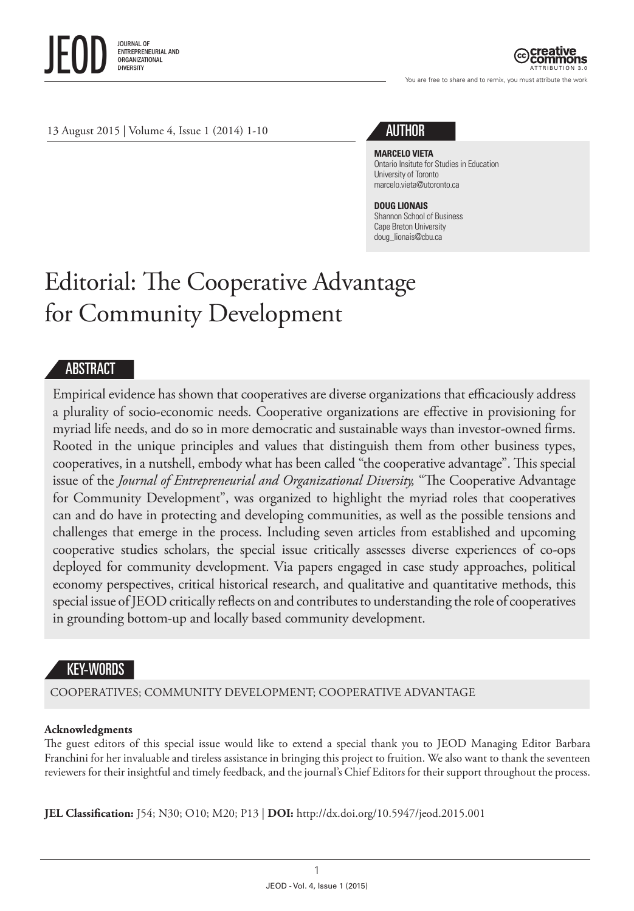13 August 2015 | Volume 4, Issue 1 (2014) 1-10

## AUTHOR

**MARCELO VIETA**
Ontario Insitute for Studies in Education
University of Toronto
marcelo.vieta@utoronto.ca

**DOUG LIONAIS**
Shannon School of Business
Cape Breton University
doug_lionais@cbu.ca

# Editorial: The Cooperative Advantage for Community Development

## ABSTRACT

Empirical evidence has shown that cooperatives are diverse organizations that efficaciously address a plurality of socio-economic needs. Cooperative organizations are effective in provisioning for myriad life needs, and do so in more democratic and sustainable ways than investor-owned firms. Rooted in the unique principles and values that distinguish them from other business types, cooperatives, in a nutshell, embody what has been called "the cooperative advantage". This special issue of the *Journal of Entrepreneurial and Organizational Diversity,* "The Cooperative Advantage for Community Development", was organized to highlight the myriad roles that cooperatives can and do have in protecting and developing communities, as well as the possible tensions and challenges that emerge in the process. Including seven articles from established and upcoming cooperative studies scholars, the special issue critically assesses diverse experiences of co-ops deployed for community development. Via papers engaged in case study approaches, political economy perspectives, critical historical research, and qualitative and quantitative methods, this special issue of JEOD critically reflects on and contributes to understanding the role of cooperatives in grounding bottom-up and locally based community development.

## KEY-WORDS

COOPERATIVES; COMMUNITY DEVELOPMENT; COOPERATIVE ADVANTAGE

**Acknowledgments**
The guest editors of this special issue would like to extend a special thank you to JEOD Managing Editor Barbara Franchini for her invaluable and tireless assistance in bringing this project to fruition. We also want to thank the seventeen reviewers for their insightful and timely feedback, and the journal's Chief Editors for their support throughout the process.

**JEL Classification:** J54; N30; O10; M20; P13 | **DOI:** http://dx.doi.org/10.5947/jeod.2015.001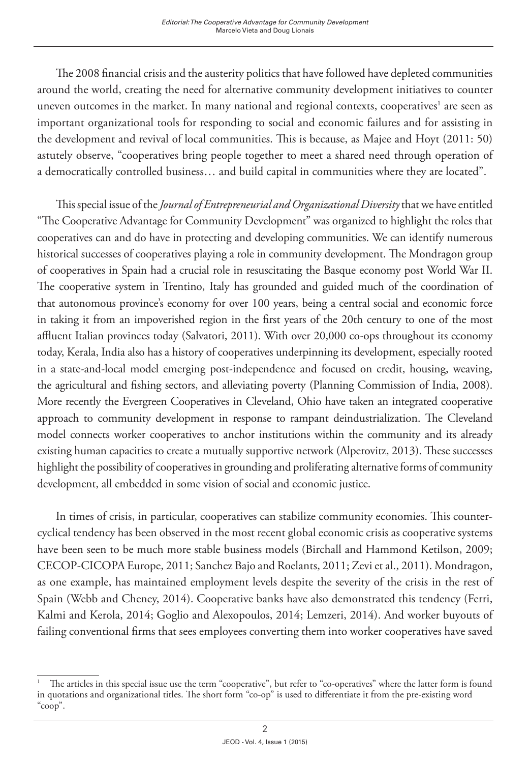The 2008 financial crisis and the austerity politics that have followed have depleted communities around the world, creating the need for alternative community development initiatives to counter uneven outcomes in the market. In many national and regional contexts, cooperatives[1] are seen as important organizational tools for responding to social and economic failures and for assisting in the development and revival of local communities. This is because, as Majee and Hoyt (2011: 50) astutely observe, "cooperatives bring people together to meet a shared need through operation of a democratically controlled business… and build capital in communities where they are located".

This special issue of the *Journal of Entrepreneurial and Organizational Diversity* that we have entitled "The Cooperative Advantage for Community Development" was organized to highlight the roles that cooperatives can and do have in protecting and developing communities. We can identify numerous historical successes of cooperatives playing a role in community development. The Mondragon group of cooperatives in Spain had a crucial role in resuscitating the Basque economy post World War II. The cooperative system in Trentino, Italy has grounded and guided much of the coordination of that autonomous province's economy for over 100 years, being a central social and economic force in taking it from an impoverished region in the first years of the 20th century to one of the most affluent Italian provinces today (Salvatori, 2011). With over 20,000 co-ops throughout its economy today, Kerala, India also has a history of cooperatives underpinning its development, especially rooted in a state-and-local model emerging post-independence and focused on credit, housing, weaving, the agricultural and fishing sectors, and alleviating poverty (Planning Commission of India, 2008). More recently the Evergreen Cooperatives in Cleveland, Ohio have taken an integrated cooperative approach to community development in response to rampant deindustrialization. The Cleveland model connects worker cooperatives to anchor institutions within the community and its already existing human capacities to create a mutually supportive network (Alperovitz, 2013). These successes highlight the possibility of cooperatives in grounding and proliferating alternative forms of community development, all embedded in some vision of social and economic justice.

In times of crisis, in particular, cooperatives can stabilize community economies. This counter-cyclical tendency has been observed in the most recent global economic crisis as cooperative systems have been seen to be much more stable business models (Birchall and Hammond Ketilson, 2009; CECOP-CICOPA Europe, 2011; Sanchez Bajo and Roelants, 2011; Zevi et al., 2011). Mondragon, as one example, has maintained employment levels despite the severity of the crisis in the rest of Spain (Webb and Cheney, 2014). Cooperative banks have also demonstrated this tendency (Ferri, Kalmi and Kerola, 2014; Goglio and Alexopoulos, 2014; Lemzeri, 2014). And worker buyouts of failing conventional firms that sees employees converting them into worker cooperatives have saved

[1] The articles in this special issue use the term "cooperative", but refer to "co-operatives" where the latter form is found in quotations and organizational titles. The short form "co-op" is used to differentiate it from the pre-existing word "coop".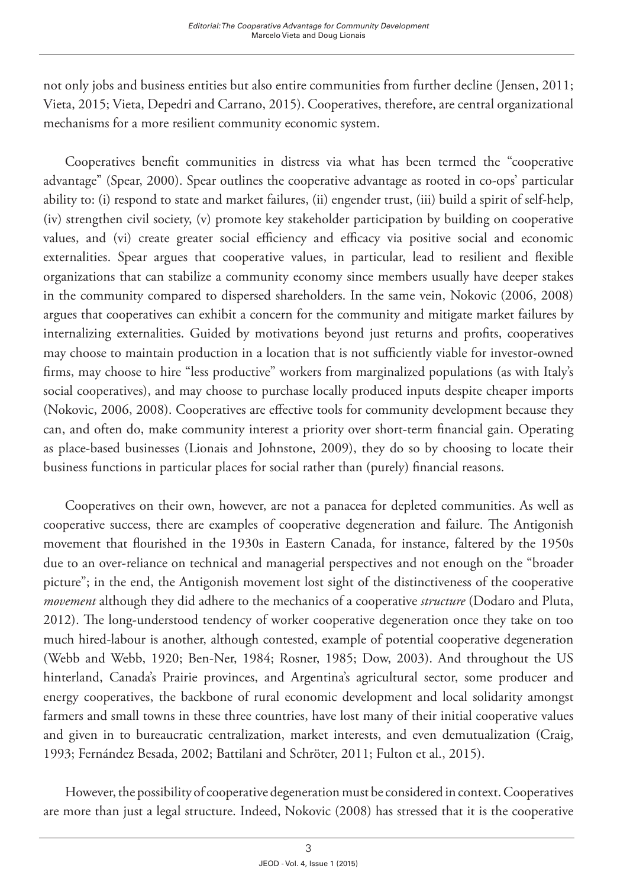not only jobs and business entities but also entire communities from further decline (Jensen, 2011; Vieta, 2015; Vieta, Depedri and Carrano, 2015). Cooperatives, therefore, are central organizational mechanisms for a more resilient community economic system.

Cooperatives benefit communities in distress via what has been termed the "cooperative advantage" (Spear, 2000). Spear outlines the cooperative advantage as rooted in co-ops' particular ability to: (i) respond to state and market failures, (ii) engender trust, (iii) build a spirit of self-help, (iv) strengthen civil society, (v) promote key stakeholder participation by building on cooperative values, and (vi) create greater social efficiency and efficacy via positive social and economic externalities. Spear argues that cooperative values, in particular, lead to resilient and flexible organizations that can stabilize a community economy since members usually have deeper stakes in the community compared to dispersed shareholders. In the same vein, Nokovic (2006, 2008) argues that cooperatives can exhibit a concern for the community and mitigate market failures by internalizing externalities. Guided by motivations beyond just returns and profits, cooperatives may choose to maintain production in a location that is not sufficiently viable for investor-owned firms, may choose to hire "less productive" workers from marginalized populations (as with Italy's social cooperatives), and may choose to purchase locally produced inputs despite cheaper imports (Nokovic, 2006, 2008). Cooperatives are effective tools for community development because they can, and often do, make community interest a priority over short-term financial gain. Operating as place-based businesses (Lionais and Johnstone, 2009), they do so by choosing to locate their business functions in particular places for social rather than (purely) financial reasons.

Cooperatives on their own, however, are not a panacea for depleted communities. As well as cooperative success, there are examples of cooperative degeneration and failure. The Antigonish movement that flourished in the 1930s in Eastern Canada, for instance, faltered by the 1950s due to an over-reliance on technical and managerial perspectives and not enough on the "broader picture"; in the end, the Antigonish movement lost sight of the distinctiveness of the cooperative *movement* although they did adhere to the mechanics of a cooperative *structure* (Dodaro and Pluta, 2012). The long-understood tendency of worker cooperative degeneration once they take on too much hired-labour is another, although contested, example of potential cooperative degeneration (Webb and Webb, 1920; Ben-Ner, 1984; Rosner, 1985; Dow, 2003). And throughout the US hinterland, Canada's Prairie provinces, and Argentina's agricultural sector, some producer and energy cooperatives, the backbone of rural economic development and local solidarity amongst farmers and small towns in these three countries, have lost many of their initial cooperative values and given in to bureaucratic centralization, market interests, and even demutualization (Craig, 1993; Fernández Besada, 2002; Battilani and Schröter, 2011; Fulton et al., 2015).

However, the possibility of cooperative degeneration must be considered in context. Cooperatives are more than just a legal structure. Indeed, Nokovic (2008) has stressed that it is the cooperative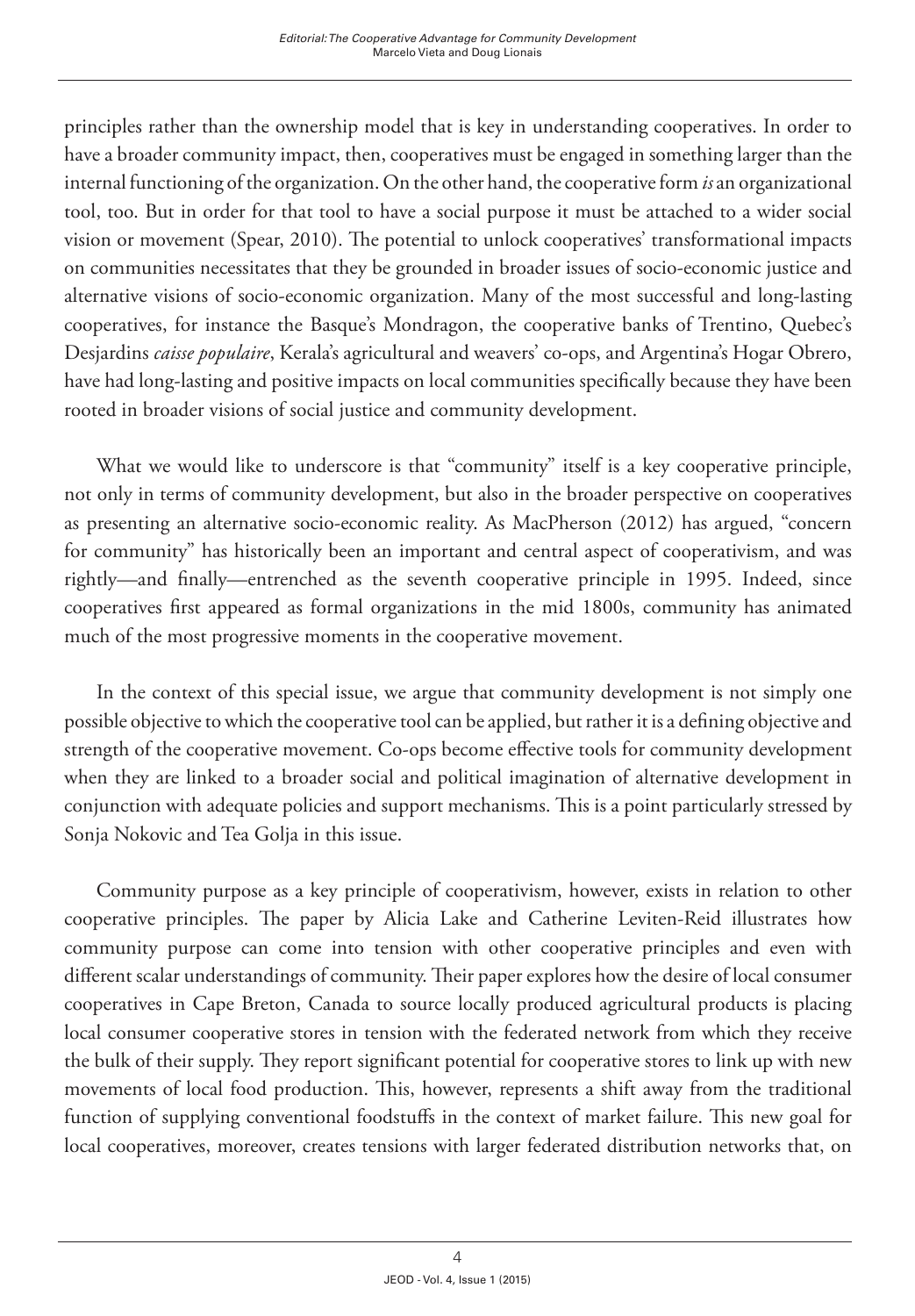principles rather than the ownership model that is key in understanding cooperatives. In order to have a broader community impact, then, cooperatives must be engaged in something larger than the internal functioning of the organization. On the other hand, the cooperative form *is* an organizational tool, too. But in order for that tool to have a social purpose it must be attached to a wider social vision or movement (Spear, 2010). The potential to unlock cooperatives' transformational impacts on communities necessitates that they be grounded in broader issues of socio-economic justice and alternative visions of socio-economic organization. Many of the most successful and long-lasting cooperatives, for instance the Basque's Mondragon, the cooperative banks of Trentino, Quebec's Desjardins *caisse populaire*, Kerala's agricultural and weavers' co-ops, and Argentina's Hogar Obrero, have had long-lasting and positive impacts on local communities specifically because they have been rooted in broader visions of social justice and community development.

What we would like to underscore is that "community" itself is a key cooperative principle, not only in terms of community development, but also in the broader perspective on cooperatives as presenting an alternative socio-economic reality. As MacPherson (2012) has argued, "concern for community" has historically been an important and central aspect of cooperativism, and was rightly—and finally—entrenched as the seventh cooperative principle in 1995. Indeed, since cooperatives first appeared as formal organizations in the mid 1800s, community has animated much of the most progressive moments in the cooperative movement.

In the context of this special issue, we argue that community development is not simply one possible objective to which the cooperative tool can be applied, but rather it is a defining objective and strength of the cooperative movement. Co-ops become effective tools for community development when they are linked to a broader social and political imagination of alternative development in conjunction with adequate policies and support mechanisms. This is a point particularly stressed by Sonja Nokovic and Tea Golja in this issue.

Community purpose as a key principle of cooperativism, however, exists in relation to other cooperative principles. The paper by Alicia Lake and Catherine Leviten-Reid illustrates how community purpose can come into tension with other cooperative principles and even with different scalar understandings of community. Their paper explores how the desire of local consumer cooperatives in Cape Breton, Canada to source locally produced agricultural products is placing local consumer cooperative stores in tension with the federated network from which they receive the bulk of their supply. They report significant potential for cooperative stores to link up with new movements of local food production. This, however, represents a shift away from the traditional function of supplying conventional foodstuffs in the context of market failure. This new goal for local cooperatives, moreover, creates tensions with larger federated distribution networks that, on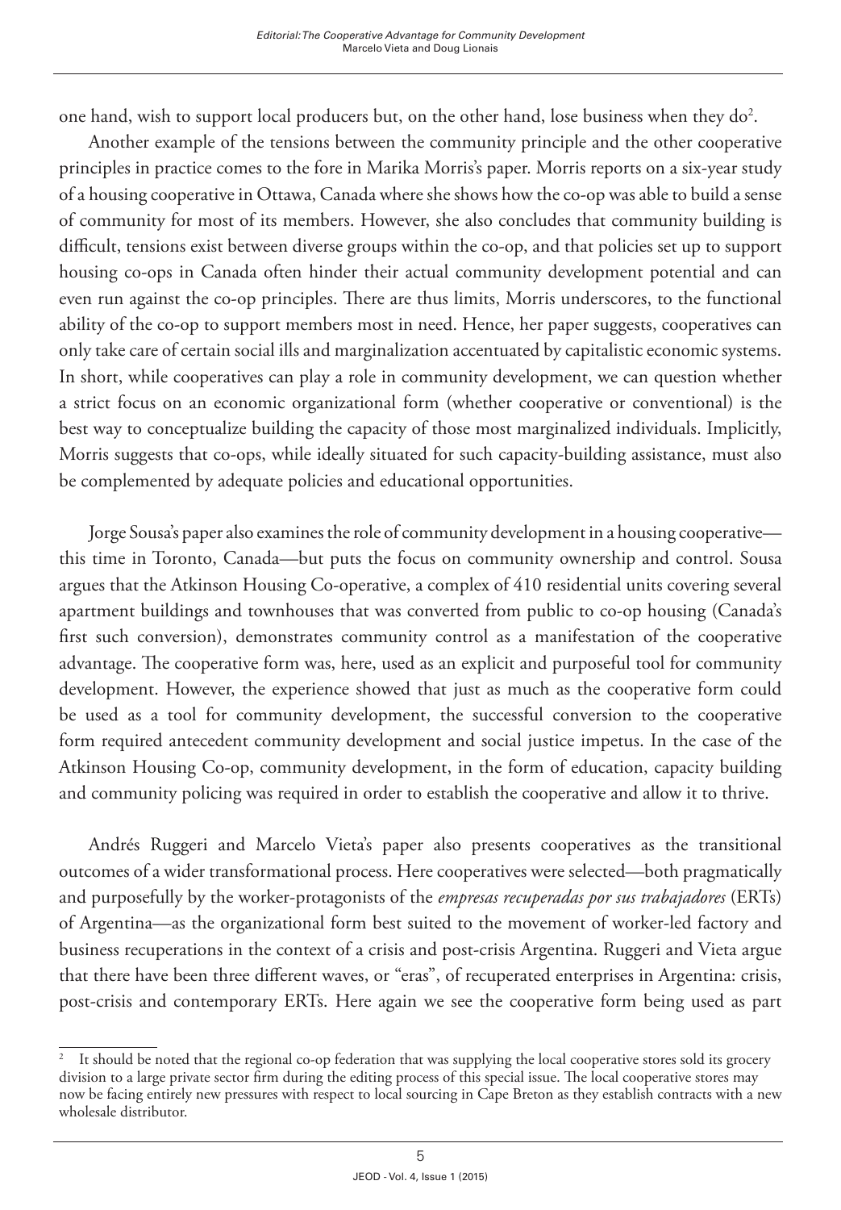one hand, wish to support local producers but, on the other hand, lose business when they do[2].

Another example of the tensions between the community principle and the other cooperative principles in practice comes to the fore in Marika Morris's paper. Morris reports on a six-year study of a housing cooperative in Ottawa, Canada where she shows how the co-op was able to build a sense of community for most of its members. However, she also concludes that community building is difficult, tensions exist between diverse groups within the co-op, and that policies set up to support housing co-ops in Canada often hinder their actual community development potential and can even run against the co-op principles. There are thus limits, Morris underscores, to the functional ability of the co-op to support members most in need. Hence, her paper suggests, cooperatives can only take care of certain social ills and marginalization accentuated by capitalistic economic systems. In short, while cooperatives can play a role in community development, we can question whether a strict focus on an economic organizational form (whether cooperative or conventional) is the best way to conceptualize building the capacity of those most marginalized individuals. Implicitly, Morris suggests that co-ops, while ideally situated for such capacity-building assistance, must also be complemented by adequate policies and educational opportunities.

Jorge Sousa's paper also examines the role of community development in a housing cooperative—this time in Toronto, Canada—but puts the focus on community ownership and control. Sousa argues that the Atkinson Housing Co-operative, a complex of 410 residential units covering several apartment buildings and townhouses that was converted from public to co-op housing (Canada's first such conversion), demonstrates community control as a manifestation of the cooperative advantage. The cooperative form was, here, used as an explicit and purposeful tool for community development. However, the experience showed that just as much as the cooperative form could be used as a tool for community development, the successful conversion to the cooperative form required antecedent community development and social justice impetus. In the case of the Atkinson Housing Co-op, community development, in the form of education, capacity building and community policing was required in order to establish the cooperative and allow it to thrive.

Andrés Ruggeri and Marcelo Vieta's paper also presents cooperatives as the transitional outcomes of a wider transformational process. Here cooperatives were selected—both pragmatically and purposefully by the worker-protagonists of the *empresas recuperadas por sus trabajadores* (ERTs) of Argentina—as the organizational form best suited to the movement of worker-led factory and business recuperations in the context of a crisis and post-crisis Argentina. Ruggeri and Vieta argue that there have been three different waves, or "eras", of recuperated enterprises in Argentina: crisis, post-crisis and contemporary ERTs. Here again we see the cooperative form being used as part

---

[2] It should be noted that the regional co-op federation that was supplying the local cooperative stores sold its grocery division to a large private sector firm during the editing process of this special issue. The local cooperative stores may now be facing entirely new pressures with respect to local sourcing in Cape Breton as they establish contracts with a new wholesale distributor.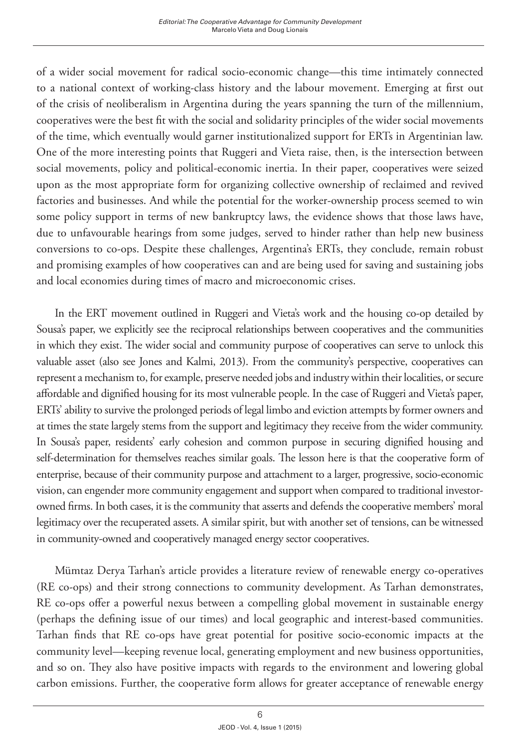of a wider social movement for radical socio-economic change—this time intimately connected to a national context of working-class history and the labour movement. Emerging at first out of the crisis of neoliberalism in Argentina during the years spanning the turn of the millennium, cooperatives were the best fit with the social and solidarity principles of the wider social movements of the time, which eventually would garner institutionalized support for ERTs in Argentinian law. One of the more interesting points that Ruggeri and Vieta raise, then, is the intersection between social movements, policy and political-economic inertia. In their paper, cooperatives were seized upon as the most appropriate form for organizing collective ownership of reclaimed and revived factories and businesses. And while the potential for the worker-ownership process seemed to win some policy support in terms of new bankruptcy laws, the evidence shows that those laws have, due to unfavourable hearings from some judges, served to hinder rather than help new business conversions to co-ops. Despite these challenges, Argentina's ERTs, they conclude, remain robust and promising examples of how cooperatives can and are being used for saving and sustaining jobs and local economies during times of macro and microeconomic crises.

In the ERT movement outlined in Ruggeri and Vieta's work and the housing co-op detailed by Sousa's paper, we explicitly see the reciprocal relationships between cooperatives and the communities in which they exist. The wider social and community purpose of cooperatives can serve to unlock this valuable asset (also see Jones and Kalmi, 2013). From the community's perspective, cooperatives can represent a mechanism to, for example, preserve needed jobs and industry within their localities, or secure affordable and dignified housing for its most vulnerable people. In the case of Ruggeri and Vieta's paper, ERTs' ability to survive the prolonged periods of legal limbo and eviction attempts by former owners and at times the state largely stems from the support and legitimacy they receive from the wider community. In Sousa's paper, residents' early cohesion and common purpose in securing dignified housing and self-determination for themselves reaches similar goals. The lesson here is that the cooperative form of enterprise, because of their community purpose and attachment to a larger, progressive, socio-economic vision, can engender more community engagement and support when compared to traditional investor-owned firms. In both cases, it is the community that asserts and defends the cooperative members' moral legitimacy over the recuperated assets. A similar spirit, but with another set of tensions, can be witnessed in community-owned and cooperatively managed energy sector cooperatives.

Mümtaz Derya Tarhan's article provides a literature review of renewable energy co-operatives (RE co-ops) and their strong connections to community development. As Tarhan demonstrates, RE co-ops offer a powerful nexus between a compelling global movement in sustainable energy (perhaps the defining issue of our times) and local geographic and interest-based communities. Tarhan finds that RE co-ops have great potential for positive socio-economic impacts at the community level—keeping revenue local, generating employment and new business opportunities, and so on. They also have positive impacts with regards to the environment and lowering global carbon emissions. Further, the cooperative form allows for greater acceptance of renewable energy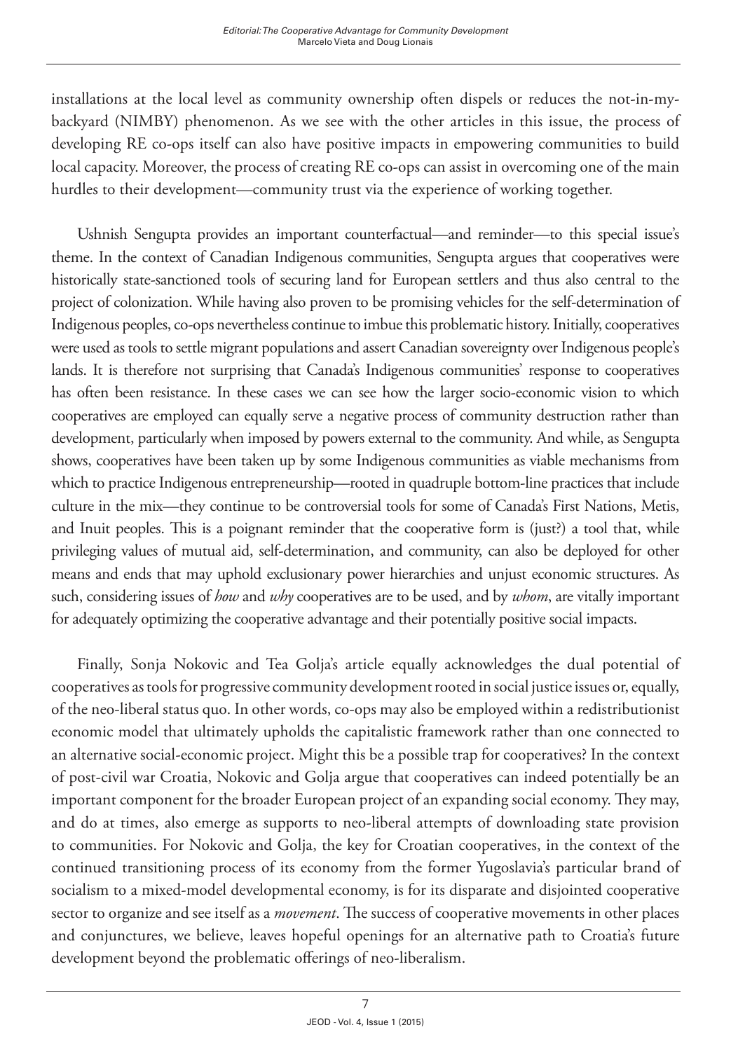installations at the local level as community ownership often dispels or reduces the not-in-my-backyard (NIMBY) phenomenon. As we see with the other articles in this issue, the process of developing RE co-ops itself can also have positive impacts in empowering communities to build local capacity. Moreover, the process of creating RE co-ops can assist in overcoming one of the main hurdles to their development—community trust via the experience of working together.

Ushnish Sengupta provides an important counterfactual—and reminder—to this special issue's theme. In the context of Canadian Indigenous communities, Sengupta argues that cooperatives were historically state-sanctioned tools of securing land for European settlers and thus also central to the project of colonization. While having also proven to be promising vehicles for the self-determination of Indigenous peoples, co-ops nevertheless continue to imbue this problematic history. Initially, cooperatives were used as tools to settle migrant populations and assert Canadian sovereignty over Indigenous people's lands. It is therefore not surprising that Canada's Indigenous communities' response to cooperatives has often been resistance. In these cases we can see how the larger socio-economic vision to which cooperatives are employed can equally serve a negative process of community destruction rather than development, particularly when imposed by powers external to the community. And while, as Sengupta shows, cooperatives have been taken up by some Indigenous communities as viable mechanisms from which to practice Indigenous entrepreneurship—rooted in quadruple bottom-line practices that include culture in the mix—they continue to be controversial tools for some of Canada's First Nations, Metis, and Inuit peoples. This is a poignant reminder that the cooperative form is (just?) a tool that, while privileging values of mutual aid, self-determination, and community, can also be deployed for other means and ends that may uphold exclusionary power hierarchies and unjust economic structures. As such, considering issues of *how* and *why* cooperatives are to be used, and by *whom*, are vitally important for adequately optimizing the cooperative advantage and their potentially positive social impacts.

Finally, Sonja Nokovic and Tea Golja's article equally acknowledges the dual potential of cooperatives as tools for progressive community development rooted in social justice issues or, equally, of the neo-liberal status quo. In other words, co-ops may also be employed within a redistributionist economic model that ultimately upholds the capitalistic framework rather than one connected to an alternative social-economic project. Might this be a possible trap for cooperatives? In the context of post-civil war Croatia, Nokovic and Golja argue that cooperatives can indeed potentially be an important component for the broader European project of an expanding social economy. They may, and do at times, also emerge as supports to neo-liberal attempts of downloading state provision to communities. For Nokovic and Golja, the key for Croatian cooperatives, in the context of the continued transitioning process of its economy from the former Yugoslavia's particular brand of socialism to a mixed-model developmental economy, is for its disparate and disjointed cooperative sector to organize and see itself as a *movement*. The success of cooperative movements in other places and conjunctures, we believe, leaves hopeful openings for an alternative path to Croatia's future development beyond the problematic offerings of neo-liberalism.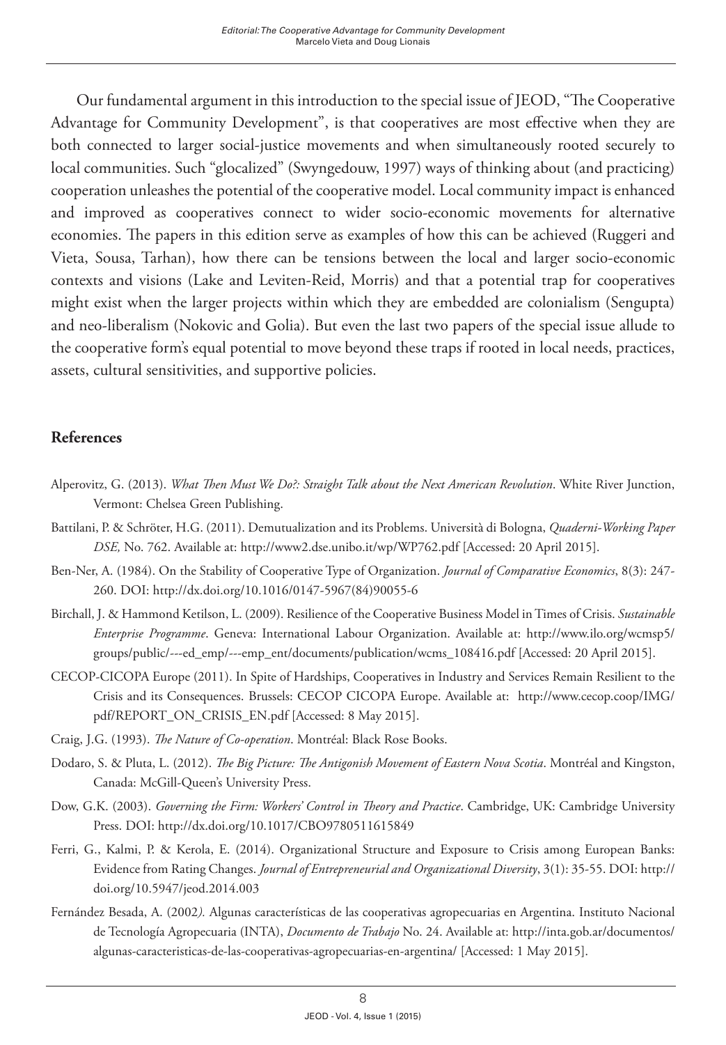Our fundamental argument in this introduction to the special issue of JEOD, "The Cooperative Advantage for Community Development", is that cooperatives are most effective when they are both connected to larger social-justice movements and when simultaneously rooted securely to local communities. Such "glocalized" (Swyngedouw, 1997) ways of thinking about (and practicing) cooperation unleashes the potential of the cooperative model. Local community impact is enhanced and improved as cooperatives connect to wider socio-economic movements for alternative economies. The papers in this edition serve as examples of how this can be achieved (Ruggeri and Vieta, Sousa, Tarhan), how there can be tensions between the local and larger socio-economic contexts and visions (Lake and Leviten-Reid, Morris) and that a potential trap for cooperatives might exist when the larger projects within which they are embedded are colonialism (Sengupta) and neo-liberalism (Nokovic and Golia). But even the last two papers of the special issue allude to the cooperative form's equal potential to move beyond these traps if rooted in local needs, practices, assets, cultural sensitivities, and supportive policies.

## References

Alperovitz, G. (2013). *What Then Must We Do?: Straight Talk about the Next American Revolution*. White River Junction, Vermont: Chelsea Green Publishing.

Battilani, P. & Schröter, H.G. (2011). Demutualization and its Problems. Università di Bologna, *Quaderni-Working Paper DSE,* No. 762. Available at: http://www2.dse.unibo.it/wp/WP762.pdf [Accessed: 20 April 2015].

Ben-Ner, A. (1984). On the Stability of Cooperative Type of Organization. *Journal of Comparative Economics*, 8(3): 247-260. DOI: http://dx.doi.org/10.1016/0147-5967(84)90055-6

Birchall, J. & Hammond Ketilson, L. (2009). Resilience of the Cooperative Business Model in Times of Crisis. *Sustainable Enterprise Programme*. Geneva: International Labour Organization. Available at: http://www.ilo.org/wcmsp5/groups/public/---ed_emp/---emp_ent/documents/publication/wcms_108416.pdf [Accessed: 20 April 2015].

CECOP-CICOPA Europe (2011). In Spite of Hardships, Cooperatives in Industry and Services Remain Resilient to the Crisis and its Consequences. Brussels: CECOP CICOPA Europe. Available at: http://www.cecop.coop/IMG/pdf/REPORT_ON_CRISIS_EN.pdf [Accessed: 8 May 2015].

Craig, J.G. (1993). *The Nature of Co-operation*. Montréal: Black Rose Books.

Dodaro, S. & Pluta, L. (2012). *The Big Picture: The Antigonish Movement of Eastern Nova Scotia*. Montréal and Kingston, Canada: McGill-Queen's University Press.

Dow, G.K. (2003). *Governing the Firm: Workers' Control in Theory and Practice*. Cambridge, UK: Cambridge University Press. DOI: http://dx.doi.org/10.1017/CBO9780511615849

Ferri, G., Kalmi, P. & Kerola, E. (2014). Organizational Structure and Exposure to Crisis among European Banks: Evidence from Rating Changes. *Journal of Entrepreneurial and Organizational Diversity*, 3(1): 35-55. DOI: http://doi.org/10.5947/jeod.2014.003

Fernández Besada, A. (2002). Algunas características de las cooperativas agropecuarias en Argentina. Instituto Nacional de Tecnología Agropecuaria (INTA), *Documento de Trabajo* No. 24. Available at: http://inta.gob.ar/documentos/algunas-caracteristicas-de-las-cooperativas-agropecuarias-en-argentina/ [Accessed: 1 May 2015].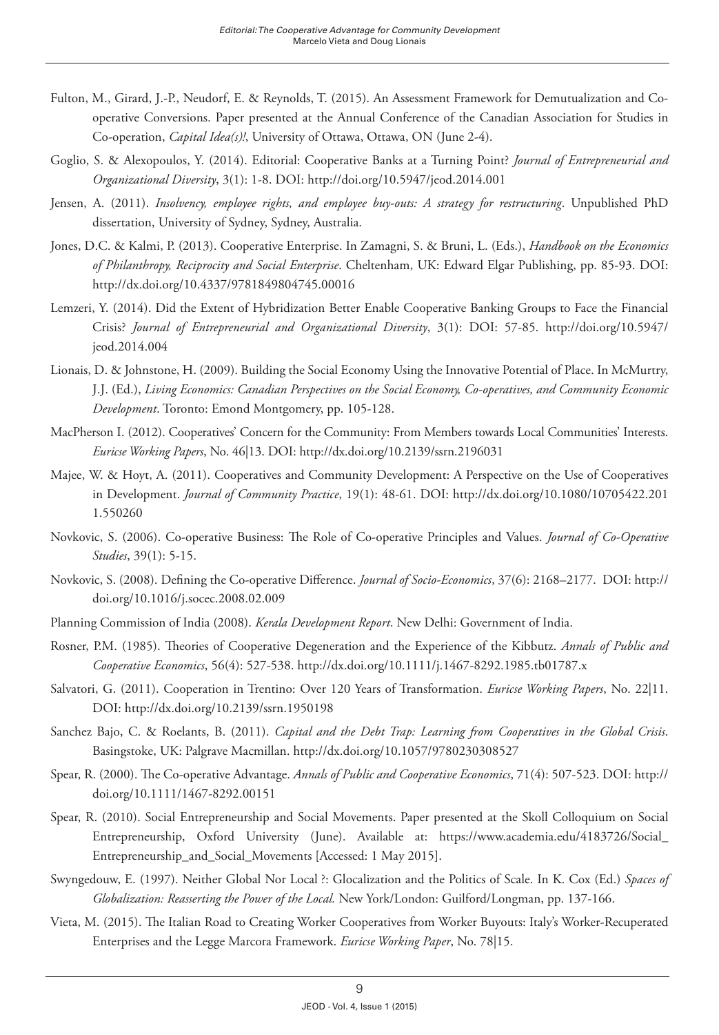Fulton, M., Girard, J.-P., Neudorf, E. & Reynolds, T. (2015). An Assessment Framework for Demutualization and Co-operative Conversions. Paper presented at the Annual Conference of the Canadian Association for Studies in Co-operation, *Capital Idea(s)!*, University of Ottawa, Ottawa, ON (June 2-4).

Goglio, S. & Alexopoulos, Y. (2014). Editorial: Cooperative Banks at a Turning Point? *Journal of Entrepreneurial and Organizational Diversity*, 3(1): 1-8. DOI: http://doi.org/10.5947/jeod.2014.001

Jensen, A. (2011). *Insolvency, employee rights, and employee buy-outs: A strategy for restructuring*. Unpublished PhD dissertation, University of Sydney, Sydney, Australia.

Jones, D.C. & Kalmi, P. (2013). Cooperative Enterprise. In Zamagni, S. & Bruni, L. (Eds.), *Handbook on the Economics of Philanthropy, Reciprocity and Social Enterprise*. Cheltenham, UK: Edward Elgar Publishing, pp. 85-93. DOI: http://dx.doi.org/10.4337/9781849804745.00016

Lemzeri, Y. (2014). Did the Extent of Hybridization Better Enable Cooperative Banking Groups to Face the Financial Crisis? *Journal of Entrepreneurial and Organizational Diversity*, 3(1): DOI: 57-85. http://doi.org/10.5947/jeod.2014.004

Lionais, D. & Johnstone, H. (2009). Building the Social Economy Using the Innovative Potential of Place. In McMurtry, J.J. (Ed.), *Living Economics: Canadian Perspectives on the Social Economy, Co-operatives, and Community Economic Development*. Toronto: Emond Montgomery, pp. 105-128.

MacPherson I. (2012). Cooperatives' Concern for the Community: From Members towards Local Communities' Interests. *Euricse Working Papers*, No. 46|13. DOI: http://dx.doi.org/10.2139/ssrn.2196031

Majee, W. & Hoyt, A. (2011). Cooperatives and Community Development: A Perspective on the Use of Cooperatives in Development. *Journal of Community Practice*, 19(1): 48-61. DOI: http://dx.doi.org/10.1080/10705422.2011.550260

Novkovic, S. (2006). Co-operative Business: The Role of Co-operative Principles and Values. *Journal of Co-Operative Studies*, 39(1): 5-15.

Novkovic, S. (2008). Defining the Co-operative Difference. *Journal of Socio-Economics*, 37(6): 2168–2177. DOI: http://doi.org/10.1016/j.socec.2008.02.009

Planning Commission of India (2008). *Kerala Development Report*. New Delhi: Government of India.

Rosner, P.M. (1985). Theories of Cooperative Degeneration and the Experience of the Kibbutz. *Annals of Public and Cooperative Economics*, 56(4): 527-538. http://dx.doi.org/10.1111/j.1467-8292.1985.tb01787.x

Salvatori, G. (2011). Cooperation in Trentino: Over 120 Years of Transformation. *Euricse Working Papers*, No. 22|11. DOI: http://dx.doi.org/10.2139/ssrn.1950198

Sanchez Bajo, C. & Roelants, B. (2011). *Capital and the Debt Trap: Learning from Cooperatives in the Global Crisis*. Basingstoke, UK: Palgrave Macmillan. http://dx.doi.org/10.1057/9780230308527

Spear, R. (2000). The Co-operative Advantage. *Annals of Public and Cooperative Economics*, 71(4): 507-523. DOI: http://doi.org/10.1111/1467-8292.00151

Spear, R. (2010). Social Entrepreneurship and Social Movements. Paper presented at the Skoll Colloquium on Social Entrepreneurship, Oxford University (June). Available at: https://www.academia.edu/4183726/Social_Entrepreneurship_and_Social_Movements [Accessed: 1 May 2015].

Swyngedouw, E. (1997). Neither Global Nor Local ?: Glocalization and the Politics of Scale. In K. Cox (Ed.) *Spaces of Globalization: Reasserting the Power of the Local.* New York/London: Guilford/Longman, pp. 137-166.

Vieta, M. (2015). The Italian Road to Creating Worker Cooperatives from Worker Buyouts: Italy's Worker-Recuperated Enterprises and the Legge Marcora Framework. *Euricse Working Paper*, No. 78|15.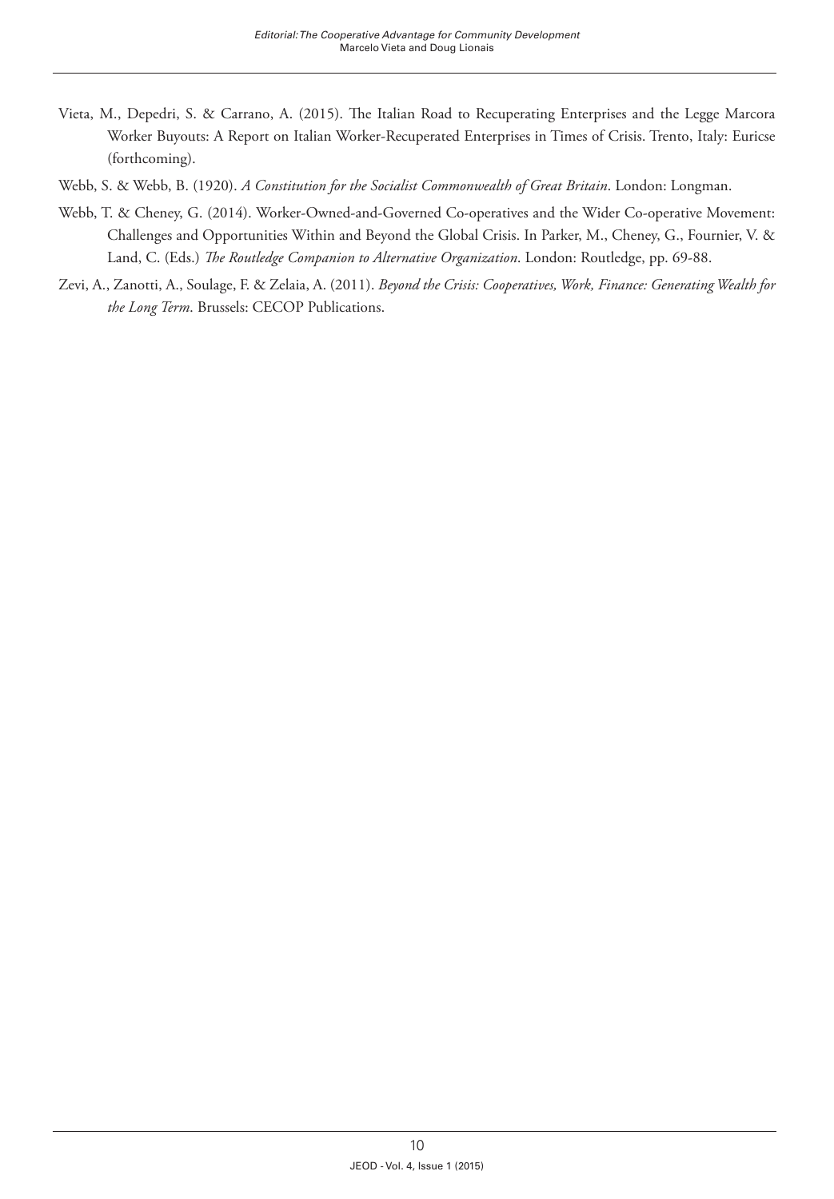Vieta, M., Depedri, S. & Carrano, A. (2015). The Italian Road to Recuperating Enterprises and the Legge Marcora Worker Buyouts: A Report on Italian Worker-Recuperated Enterprises in Times of Crisis. Trento, Italy: Euricse (forthcoming).

Webb, S. & Webb, B. (1920). *A Constitution for the Socialist Commonwealth of Great Britain*. London: Longman.

Webb, T. & Cheney, G. (2014). Worker-Owned-and-Governed Co-operatives and the Wider Co-operative Movement: Challenges and Opportunities Within and Beyond the Global Crisis. In Parker, M., Cheney, G., Fournier, V. & Land, C. (Eds.) *The Routledge Companion to Alternative Organization*. London: Routledge, pp. 69-88.

Zevi, A., Zanotti, A., Soulage, F. & Zelaia, A. (2011). *Beyond the Crisis: Cooperatives, Work, Finance: Generating Wealth for the Long Term*. Brussels: CECOP Publications.